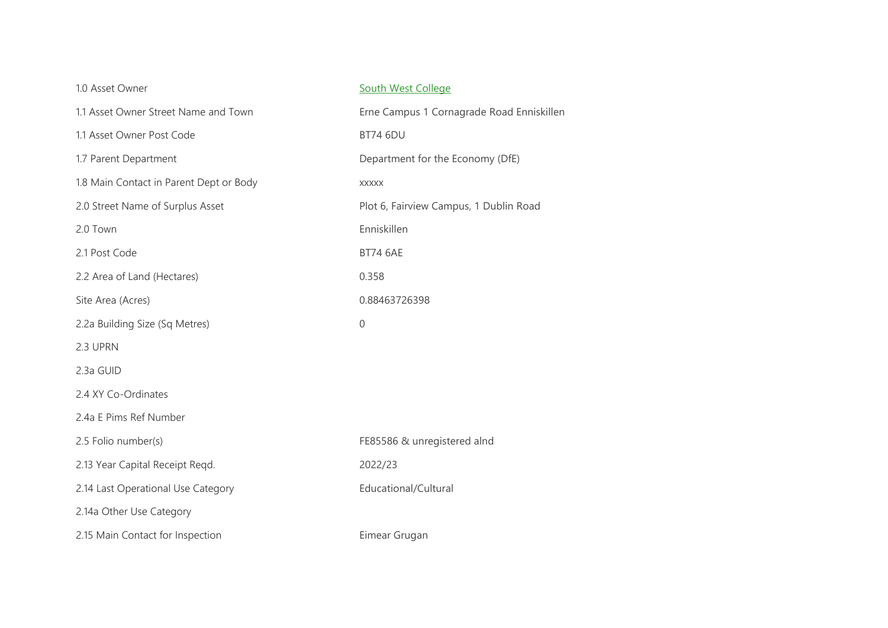| | |
|---|---|
| 1.0 Asset Owner | South West College |
| 1.1 Asset Owner Street Name and Town | Erne Campus 1 Cornagrade Road Enniskillen |
| 1.1 Asset Owner Post Code | BT74 6DU |
| 1.7 Parent Department | Department for the Economy (DfE) |
| 1.8 Main Contact in Parent Dept or Body | xxxxx |
| 2.0 Street Name of Surplus Asset | Plot 6, Fairview Campus, 1 Dublin Road |
| 2.0 Town | Enniskillen |
| 2.1 Post Code | BT74 6AE |
| 2.2 Area of Land (Hectares) | 0.358 |
| Site Area (Acres) | 0.88463726398 |
| 2.2a Building Size (Sq Metres) | 0 |
| 2.3 UPRN | |
| 2.3a GUID | |
| 2.4 XY Co-Ordinates | |
| 2.4a E Pims Ref Number | |
| 2.5 Folio number(s) | FE85586 & unregistered alnd |
| 2.13 Year Capital Receipt Reqd. | 2022/23 |
| 2.14 Last Operational Use Category | Educational/Cultural |
| 2.14a Other Use Category | |
| 2.15 Main Contact for Inspection | Eimear Grugan |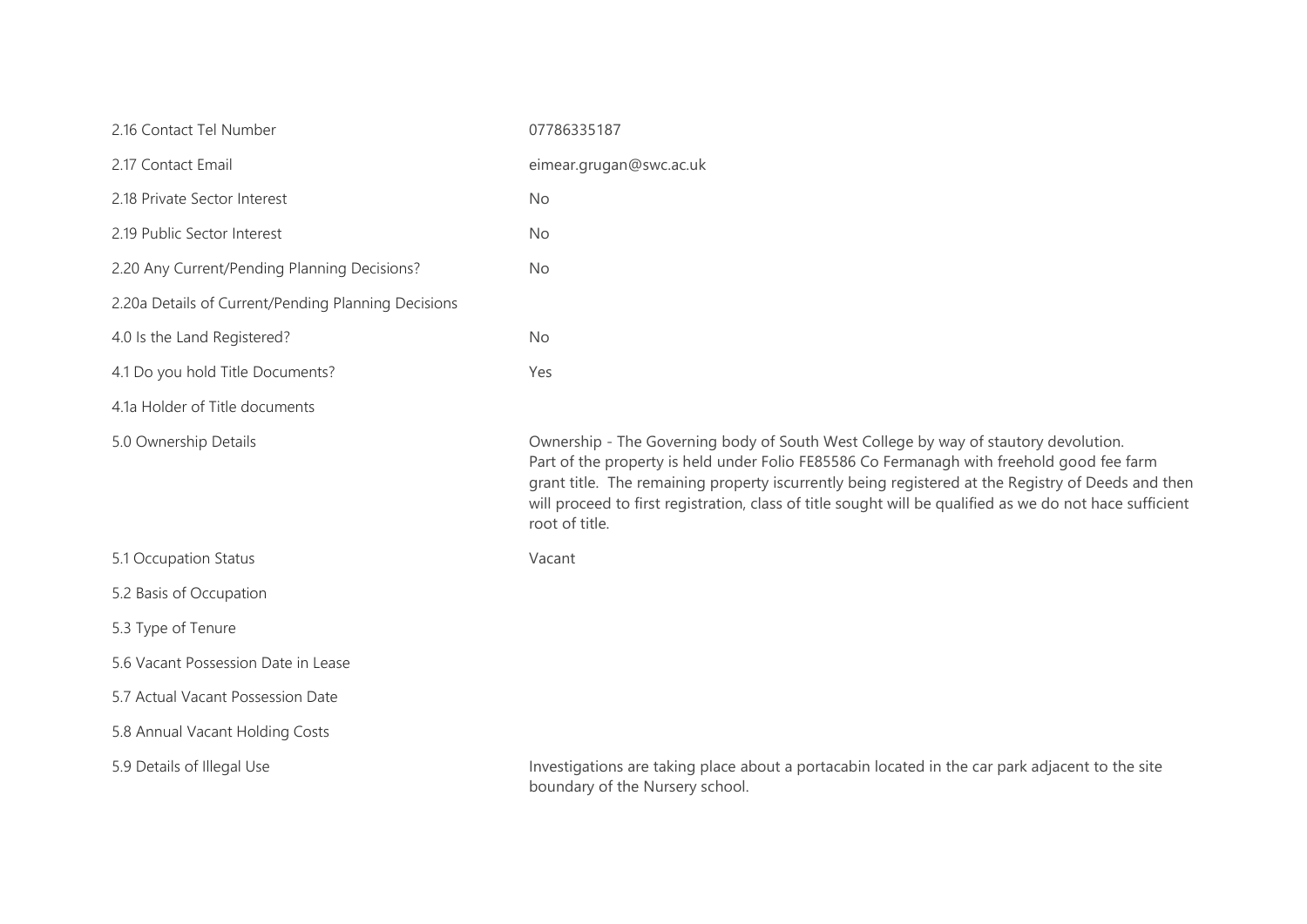| | |
|---|---|
| 2.16 Contact Tel Number | 07786335187 |
| 2.17 Contact Email | eimear.grugan@swc.ac.uk |
| 2.18 Private Sector Interest | No |
| 2.19 Public Sector Interest | No |
| 2.20 Any Current/Pending Planning Decisions? | No |
| 2.20a Details of Current/Pending Planning Decisions | |
| 4.0 Is the Land Registered? | No |
| 4.1 Do you hold Title Documents? | Yes |
| 4.1a Holder of Title documents | |
| 5.0 Ownership Details | Ownership - The Governing body of South West College by way of stautory devolution. Part of the property is held under Folio FE85586 Co Fermanagh with freehold good fee farm grant title. The remaining property iscurrently being registered at the Registry of Deeds and then will proceed to first registration, class of title sought will be qualified as we do not hace sufficient root of title. |
| 5.1 Occupation Status | Vacant |
| 5.2 Basis of Occupation | |
| 5.3 Type of Tenure | |
| 5.6 Vacant Possession Date in Lease | |
| 5.7 Actual Vacant Possession Date | |
| 5.8 Annual Vacant Holding Costs | |
| 5.9 Details of Illegal Use | Investigations are taking place about a portacabin located in the car park adjacent to the site boundary of the Nursery school. |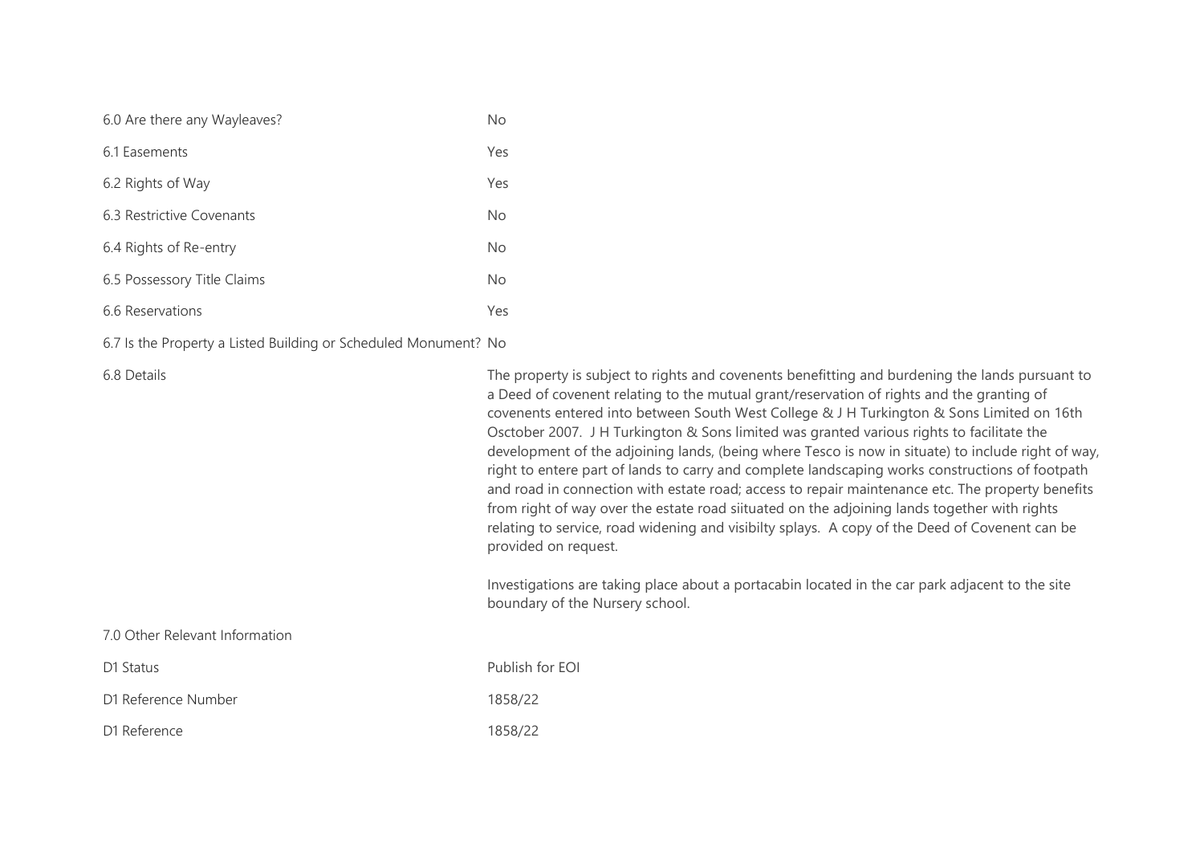| | |
|---|---|
| 6.0 Are there any Wayleaves? | No |
| 6.1 Easements | Yes |
| 6.2 Rights of Way | Yes |
| 6.3 Restrictive Covenants | No |
| 6.4 Rights of Re-entry | No |
| 6.5 Possessory Title Claims | No |
| 6.6 Reservations | Yes |
| 6.7 Is the Property a Listed Building or Scheduled Monument? | No |
| 6.8 Details | The property is subject to rights and covenents benefitting and burdening the lands pursuant to a Deed of covenent relating to the mutual grant/reservation of rights and the granting of covenents entered into between South West College & J H Turkington & Sons Limited on 16th Osctober 2007. J H Turkington & Sons limited was granted various rights to facilitate the development of the adjoining lands, (being where Tesco is now in situate) to include right of way, right to entere part of lands to carry and complete landscaping works constructions of footpath and road in connection with estate road; access to repair maintenance etc. The property benefits from right of way over the estate road siituated on the adjoining lands together with rights relating to service, road widening and visibilty splays. A copy of the Deed of Covenent can be provided on request.<br><br>Investigations are taking place about a portacabin located in the car park adjacent to the site boundary of the Nursery school. |
| 7.0 Other Relevant Information | |
| D1 Status | Publish for EOI |
| D1 Reference Number | 1858/22 |
| D1 Reference | 1858/22 |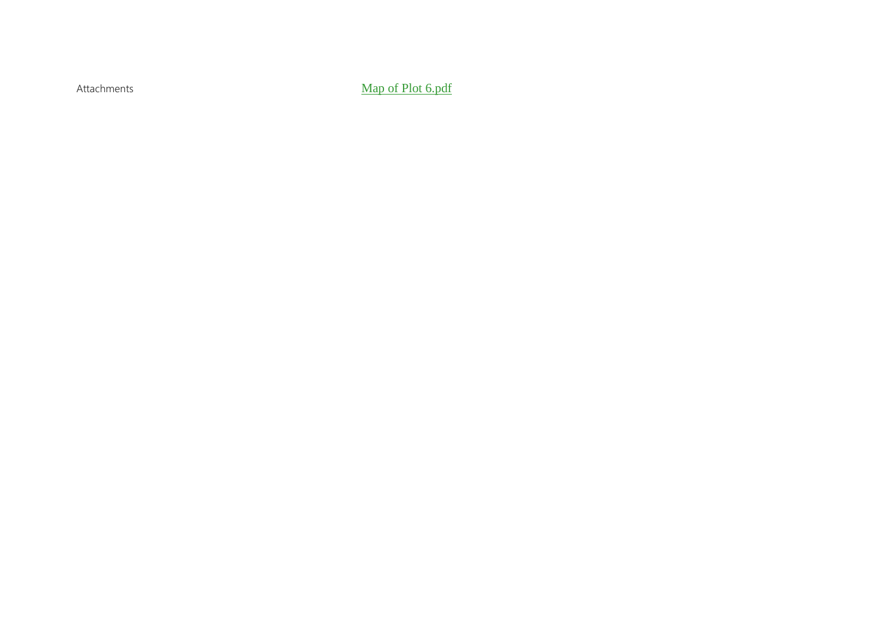Attachments Map of Plot 6.pdf